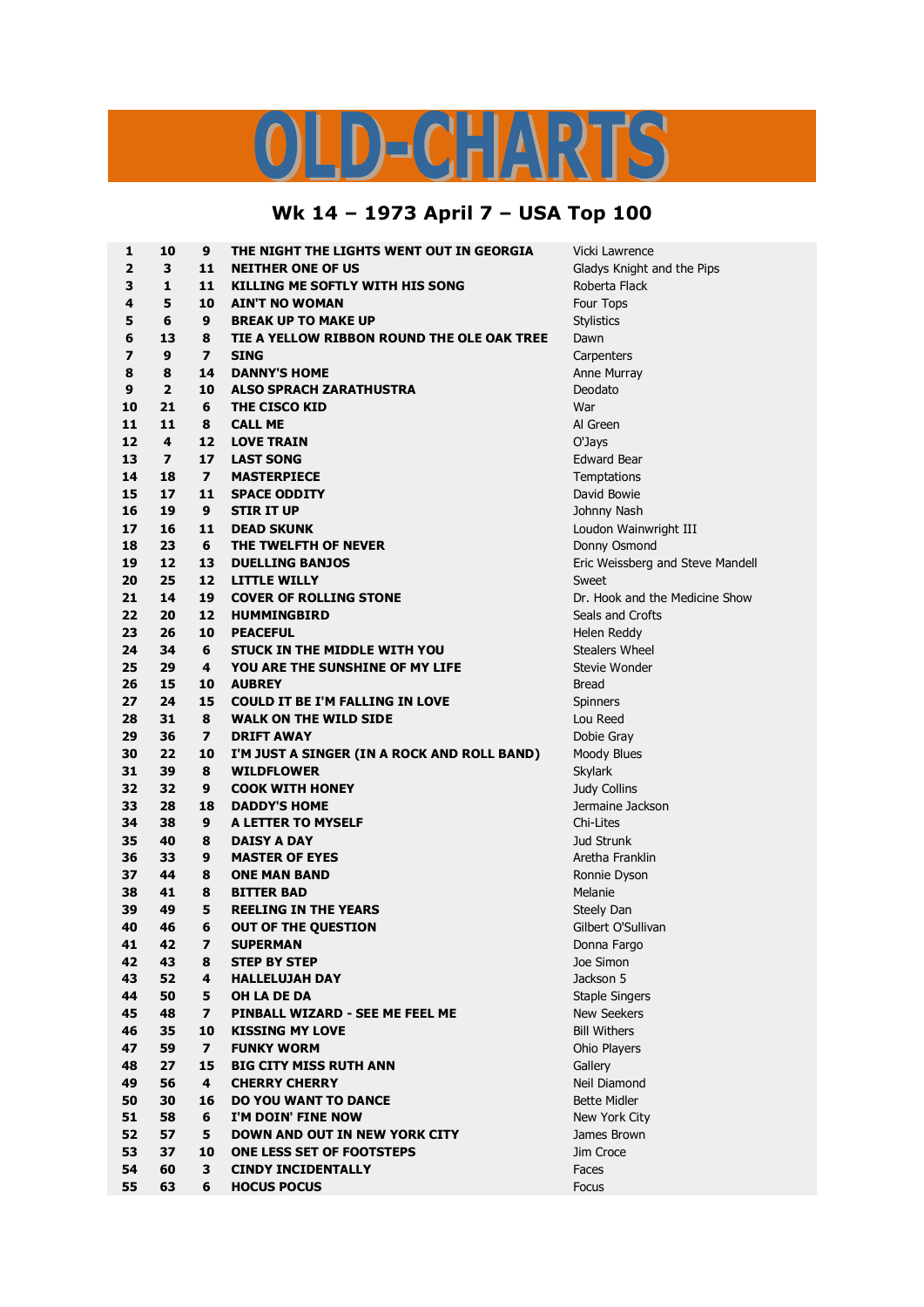# OLD-CHARTS

## Wk 14 – 1973 April 7 – USA Top 100

| | | | | |
|---|---|---|---|---|
| 1 | 10 | 9 | THE NIGHT THE LIGHTS WENT OUT IN GEORGIA | Vicki Lawrence |
| 2 | 3 | 11 | NEITHER ONE OF US | Gladys Knight and the Pips |
| 3 | 1 | 11 | KILLING ME SOFTLY WITH HIS SONG | Roberta Flack |
| 4 | 5 | 10 | AIN'T NO WOMAN | Four Tops |
| 5 | 6 | 9 | BREAK UP TO MAKE UP | Stylistics |
| 6 | 13 | 8 | TIE A YELLOW RIBBON ROUND THE OLE OAK TREE | Dawn |
| 7 | 9 | 7 | SING | Carpenters |
| 8 | 8 | 14 | DANNY'S HOME | Anne Murray |
| 9 | 2 | 10 | ALSO SPRACH ZARATHUSTRA | Deodato |
| 10 | 21 | 6 | THE CISCO KID | War |
| 11 | 11 | 8 | CALL ME | Al Green |
| 12 | 4 | 12 | LOVE TRAIN | O'Jays |
| 13 | 7 | 17 | LAST SONG | Edward Bear |
| 14 | 18 | 7 | MASTERPIECE | Temptations |
| 15 | 17 | 11 | SPACE ODDITY | David Bowie |
| 16 | 19 | 9 | STIR IT UP | Johnny Nash |
| 17 | 16 | 11 | DEAD SKUNK | Loudon Wainwright III |
| 18 | 23 | 6 | THE TWELFTH OF NEVER | Donny Osmond |
| 19 | 12 | 13 | DUELLING BANJOS | Eric Weissberg and Steve Mandell |
| 20 | 25 | 12 | LITTLE WILLY | Sweet |
| 21 | 14 | 19 | COVER OF ROLLING STONE | Dr. Hook and the Medicine Show |
| 22 | 20 | 12 | HUMMINGBIRD | Seals and Crofts |
| 23 | 26 | 10 | PEACEFUL | Helen Reddy |
| 24 | 34 | 6 | STUCK IN THE MIDDLE WITH YOU | Stealers Wheel |
| 25 | 29 | 4 | YOU ARE THE SUNSHINE OF MY LIFE | Stevie Wonder |
| 26 | 15 | 10 | AUBREY | Bread |
| 27 | 24 | 15 | COULD IT BE I'M FALLING IN LOVE | Spinners |
| 28 | 31 | 8 | WALK ON THE WILD SIDE | Lou Reed |
| 29 | 36 | 7 | DRIFT AWAY | Dobie Gray |
| 30 | 22 | 10 | I'M JUST A SINGER (IN A ROCK AND ROLL BAND) | Moody Blues |
| 31 | 39 | 8 | WILDFLOWER | Skylark |
| 32 | 32 | 9 | COOK WITH HONEY | Judy Collins |
| 33 | 28 | 18 | DADDY'S HOME | Jermaine Jackson |
| 34 | 38 | 9 | A LETTER TO MYSELF | Chi-Lites |
| 35 | 40 | 8 | DAISY A DAY | Jud Strunk |
| 36 | 33 | 9 | MASTER OF EYES | Aretha Franklin |
| 37 | 44 | 8 | ONE MAN BAND | Ronnie Dyson |
| 38 | 41 | 8 | BITTER BAD | Melanie |
| 39 | 49 | 5 | REELING IN THE YEARS | Steely Dan |
| 40 | 46 | 6 | OUT OF THE QUESTION | Gilbert O'Sullivan |
| 41 | 42 | 7 | SUPERMAN | Donna Fargo |
| 42 | 43 | 8 | STEP BY STEP | Joe Simon |
| 43 | 52 | 4 | HALLELUJAH DAY | Jackson 5 |
| 44 | 50 | 5 | OH LA DE DA | Staple Singers |
| 45 | 48 | 7 | PINBALL WIZARD - SEE ME FEEL ME | New Seekers |
| 46 | 35 | 10 | KISSING MY LOVE | Bill Withers |
| 47 | 59 | 7 | FUNKY WORM | Ohio Players |
| 48 | 27 | 15 | BIG CITY MISS RUTH ANN | Gallery |
| 49 | 56 | 4 | CHERRY CHERRY | Neil Diamond |
| 50 | 30 | 16 | DO YOU WANT TO DANCE | Bette Midler |
| 51 | 58 | 6 | I'M DOIN' FINE NOW | New York City |
| 52 | 57 | 5 | DOWN AND OUT IN NEW YORK CITY | James Brown |
| 53 | 37 | 10 | ONE LESS SET OF FOOTSTEPS | Jim Croce |
| 54 | 60 | 3 | CINDY INCIDENTALLY | Faces |
| 55 | 63 | 6 | HOCUS POCUS | Focus |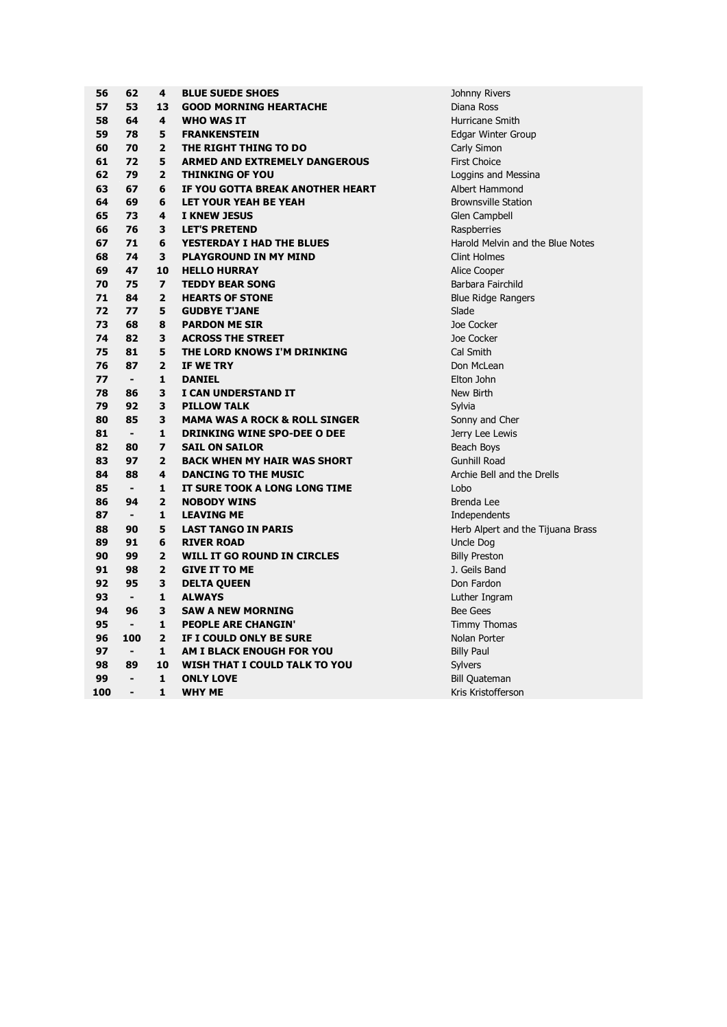| | | | | |
|---|---|---|---|---|
| 56 | 62 | 4 | **BLUE SUEDE SHOES** | Johnny Rivers |
| 57 | 53 | 13 | **GOOD MORNING HEARTACHE** | Diana Ross |
| 58 | 64 | 4 | **WHO WAS IT** | Hurricane Smith |
| 59 | 78 | 5 | **FRANKENSTEIN** | Edgar Winter Group |
| 60 | 70 | 2 | **THE RIGHT THING TO DO** | Carly Simon |
| 61 | 72 | 5 | **ARMED AND EXTREMELY DANGEROUS** | First Choice |
| 62 | 79 | 2 | **THINKING OF YOU** | Loggins and Messina |
| 63 | 67 | 6 | **IF YOU GOTTA BREAK ANOTHER HEART** | Albert Hammond |
| 64 | 69 | 6 | **LET YOUR YEAH BE YEAH** | Brownsville Station |
| 65 | 73 | 4 | **I KNEW JESUS** | Glen Campbell |
| 66 | 76 | 3 | **LET'S PRETEND** | Raspberries |
| 67 | 71 | 6 | **YESTERDAY I HAD THE BLUES** | Harold Melvin and the Blue Notes |
| 68 | 74 | 3 | **PLAYGROUND IN MY MIND** | Clint Holmes |
| 69 | 47 | 10 | **HELLO HURRAY** | Alice Cooper |
| 70 | 75 | 7 | **TEDDY BEAR SONG** | Barbara Fairchild |
| 71 | 84 | 2 | **HEARTS OF STONE** | Blue Ridge Rangers |
| 72 | 77 | 5 | **GUDBYE T'JANE** | Slade |
| 73 | 68 | 8 | **PARDON ME SIR** | Joe Cocker |
| 74 | 82 | 3 | **ACROSS THE STREET** | Joe Cocker |
| 75 | 81 | 5 | **THE LORD KNOWS I'M DRINKING** | Cal Smith |
| 76 | 87 | 2 | **IF WE TRY** | Don McLean |
| 77 | - | 1 | **DANIEL** | Elton John |
| 78 | 86 | 3 | **I CAN UNDERSTAND IT** | New Birth |
| 79 | 92 | 3 | **PILLOW TALK** | Sylvia |
| 80 | 85 | 3 | **MAMA WAS A ROCK & ROLL SINGER** | Sonny and Cher |
| 81 | - | 1 | **DRINKING WINE SPO-DEE O DEE** | Jerry Lee Lewis |
| 82 | 80 | 7 | **SAIL ON SAILOR** | Beach Boys |
| 83 | 97 | 2 | **BACK WHEN MY HAIR WAS SHORT** | Gunhill Road |
| 84 | 88 | 4 | **DANCING TO THE MUSIC** | Archie Bell and the Drells |
| 85 | - | 1 | **IT SURE TOOK A LONG LONG TIME** | Lobo |
| 86 | 94 | 2 | **NOBODY WINS** | Brenda Lee |
| 87 | - | 1 | **LEAVING ME** | Independents |
| 88 | 90 | 5 | **LAST TANGO IN PARIS** | Herb Alpert and the Tijuana Brass |
| 89 | 91 | 6 | **RIVER ROAD** | Uncle Dog |
| 90 | 99 | 2 | **WILL IT GO ROUND IN CIRCLES** | Billy Preston |
| 91 | 98 | 2 | **GIVE IT TO ME** | J. Geils Band |
| 92 | 95 | 3 | **DELTA QUEEN** | Don Fardon |
| 93 | - | 1 | **ALWAYS** | Luther Ingram |
| 94 | 96 | 3 | **SAW A NEW MORNING** | Bee Gees |
| 95 | - | 1 | **PEOPLE ARE CHANGIN'** | Timmy Thomas |
| 96 | 100 | 2 | **IF I COULD ONLY BE SURE** | Nolan Porter |
| 97 | - | 1 | **AM I BLACK ENOUGH FOR YOU** | Billy Paul |
| 98 | 89 | 10 | **WISH THAT I COULD TALK TO YOU** | Sylvers |
| 99 | - | 1 | **ONLY LOVE** | Bill Quateman |
| 100 | - | 1 | **WHY ME** | Kris Kristofferson |